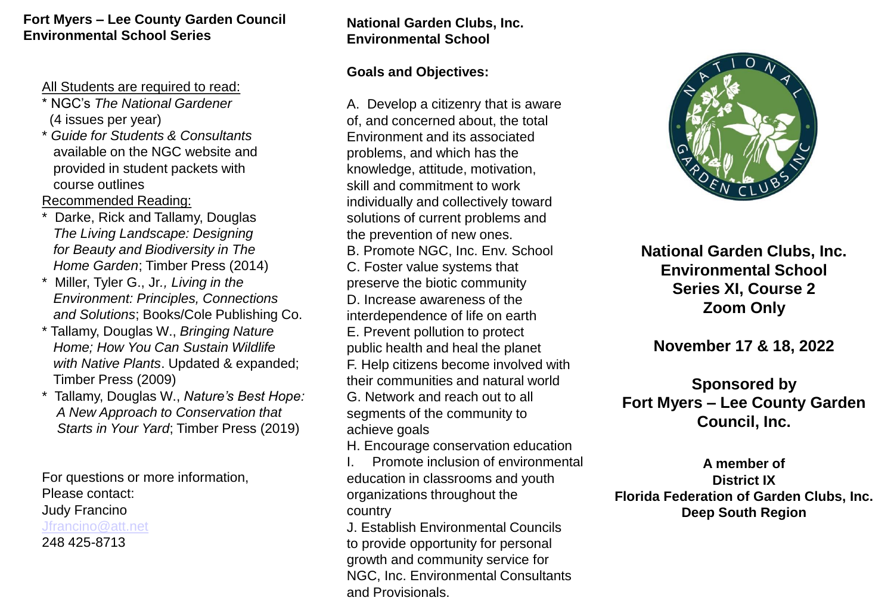**Fort Myers – Lee County Garden Council**
**Environmental School Series**

All Students are required to read:

* NGC's *The National Gardener* (4 issues per year)
* *Guide for Students & Consultants* available on the NGC website and provided in student packets with course outlines

Recommended Reading:

* Darke, Rick and Tallamy, Douglas *The Living Landscape: Designing for Beauty and Biodiversity in The Home Garden*; Timber Press (2014)
* Miller, Tyler G., Jr*., Living in the Environment: Principles, Connections and Solutions*; Books/Cole Publishing Co.
* Tallamy, Douglas W., *Bringing Nature Home; How You Can Sustain Wildlife with Native Plants*. Updated & expanded; Timber Press (2009)
* Tallamy, Douglas W., *Nature's Best Hope: A New Approach to Conservation that Starts in Your Yard*; Timber Press (2019)

For questions or more information,
Please contact:
Judy Francino
Jfrancino@att.net
248 425-8713

**National Garden Clubs, Inc.**
**Environmental School**

**Goals and Objectives:**

A. Develop a citizenry that is aware of, and concerned about, the total Environment and its associated problems, and which has the knowledge, attitude, motivation, skill and commitment to work individually and collectively toward solutions of current problems and the prevention of new ones.
B. Promote NGC, Inc. Env. School
C. Foster value systems that preserve the biotic community
D. Increase awareness of the interdependence of life on earth
E. Prevent pollution to protect public health and heal the planet
F. Help citizens become involved with their communities and natural world
G. Network and reach out to all segments of the community to achieve goals
H. Encourage conservation education
I. Promote inclusion of environmental education in classrooms and youth organizations throughout the country
J. Establish Environmental Councils to provide opportunity for personal growth and community service for NGC, Inc. Environmental Consultants and Provisionals.

**National Garden Clubs, Inc.**
**Environmental School**
**Series XI, Course 2**
**Zoom Only**

**November 17 & 18, 2022**

**Sponsored by**
**Fort Myers – Lee County Garden Council, Inc.**

**A member of**
**District IX**
**Florida Federation of Garden Clubs, Inc.**
**Deep South Region**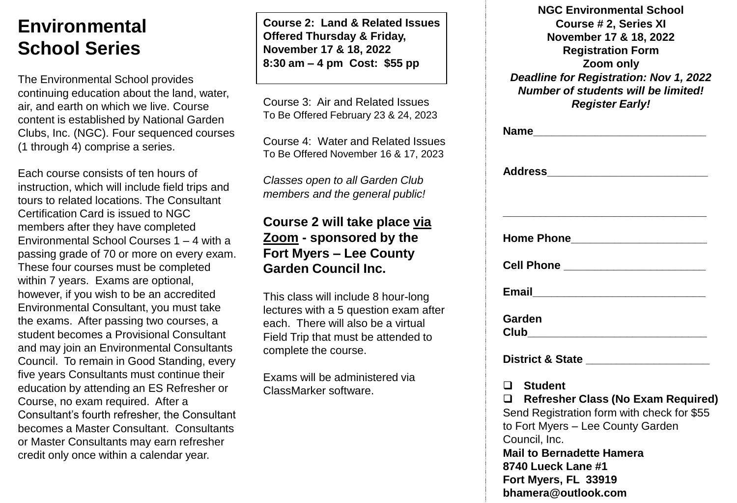# Environmental School Series

The Environmental School provides continuing education about the land, water, air, and earth on which we live. Course content is established by National Garden Clubs, Inc. (NGC). Four sequenced courses (1 through 4) comprise a series.

Each course consists of ten hours of instruction, which will include field trips and tours to related locations. The Consultant Certification Card is issued to NGC members after they have completed Environmental School Courses 1 – 4 with a passing grade of 70 or more on every exam. These four courses must be completed within 7 years. Exams are optional, however, if you wish to be an accredited Environmental Consultant, you must take the exams. After passing two courses, a student becomes a Provisional Consultant and may join an Environmental Consultants Council. To remain in Good Standing, every five years Consultants must continue their education by attending an ES Refresher or Course, no exam required. After a Consultant's fourth refresher, the Consultant becomes a Master Consultant. Consultants or Master Consultants may earn refresher credit only once within a calendar year.

**Course 2: Land & Related Issues**
**Offered Thursday & Friday, November 17 & 18, 2022**
**8:30 am – 4 pm Cost: $55 pp**

Course 3: Air and Related Issues
To Be Offered February 23 & 24, 2023

Course 4: Water and Related Issues
To Be Offered November 16 & 17, 2023

*Classes open to all Garden Club members and the general public!*

**Course 2 will take place <u>via Zoom</u> - sponsored by the Fort Myers – Lee County Garden Council Inc.**

This class will include 8 hour-long lectures with a 5 question exam after each. There will also be a virtual Field Trip that must be attended to complete the course.

Exams will be administered via ClassMarker software.

**NGC Environmental School**
**Course # 2, Series XI**
**November 17 & 18, 2022**
**Registration Form**
**Zoom only**
***Deadline for Registration: Nov 1, 2022***
***Number of students will be limited!***
***Register Early!***

**Name**____________________________

**Address**__________________________

_________________________________

**Home Phone**______________________

**Cell Phone** _______________________

**Email**____________________________

**Garden Club**_____________________________

**District & State** ____________________

- ❑ **Student**
- ❑ **Refresher Class (No Exam Required)**

Send Registration form with check for $55 to Fort Myers – Lee County Garden Council, Inc.

**Mail to Bernadette Hamera**
**8740 Lueck Lane #1**
**Fort Myers, FL 33919**
**bhamera@outlook.com**